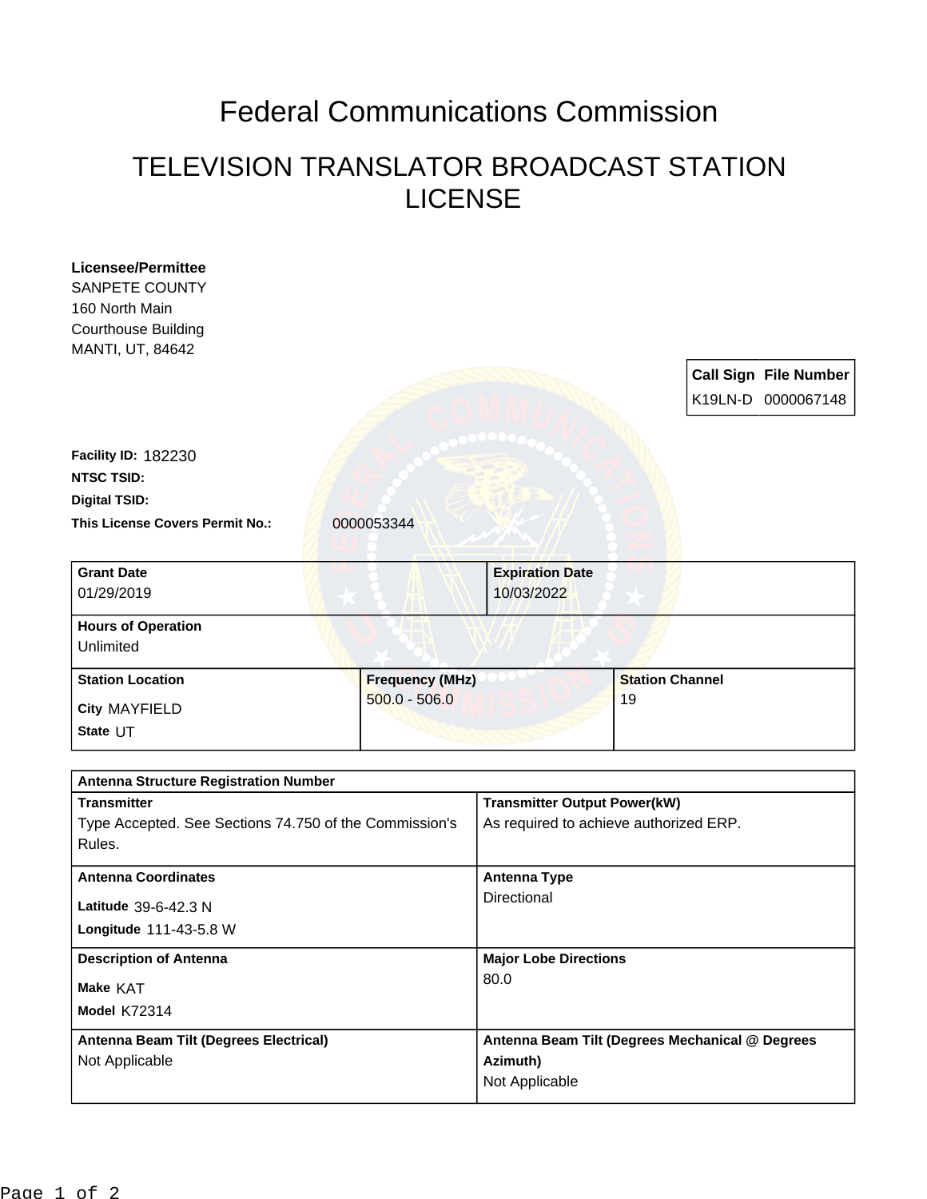# Federal Communications Commission

## TELEVISION TRANSLATOR BROADCAST STATION LICENSE

**Licensee/Permittee**
SANPETE COUNTY
160 North Main
Courthouse Building
MANTI, UT, 84642

| Call Sign | File Number |
| --- | --- |
| K19LN-D | 0000067148 |

**Facility ID:** 182230

**NTSC TSID:**

**Digital TSID:**

**This License Covers Permit No.:** 0000053344

| Grant Date | Expiration Date |
| --- | --- |
| 01/29/2019 | 10/03/2022 |

| Hours of Operation |
| --- |
| Unlimited |

| Station Location | Frequency (MHz) | Station Channel |
| --- | --- | --- |
| City MAYFIELD<br>State UT | 500.0 - 506.0 | 19 |

| Antenna Structure Registration Number | |
| --- | --- |
| **Transmitter**<br>Type Accepted. See Sections 74.750 of the Commission's Rules. | **Transmitter Output Power(kW)**<br>As required to achieve authorized ERP. |
| **Antenna Coordinates**<br>Latitude 39-6-42.3 N<br>Longitude 111-43-5.8 W | **Antenna Type**<br>Directional |
| **Description of Antenna**<br>Make KAT<br>Model K72314 | **Major Lobe Directions**<br>80.0 |
| **Antenna Beam Tilt (Degrees Electrical)**<br>Not Applicable | **Antenna Beam Tilt (Degrees Mechanical @ Degrees Azimuth)**<br>Not Applicable |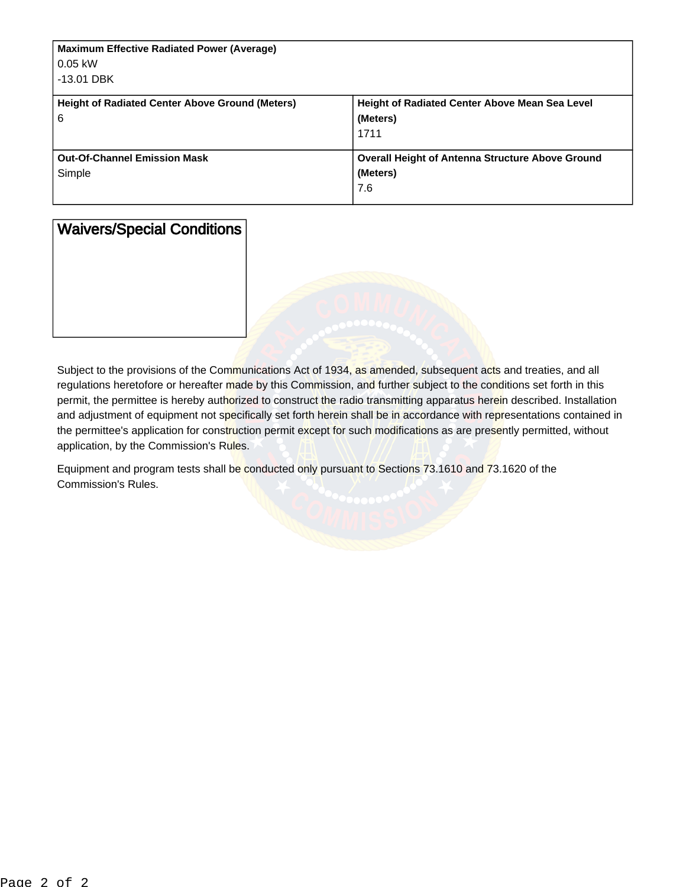| | |
|---|---|
| **Maximum Effective Radiated Power (Average)**<br>0.05 kW<br>-13.01 DBK | |
| **Height of Radiated Center Above Ground (Meters)**<br>6 | **Height of Radiated Center Above Mean Sea Level (Meters)**<br>1711 |
| **Out-Of-Channel Emission Mask**<br>Simple | **Overall Height of Antenna Structure Above Ground (Meters)**<br>7.6 |

## Waivers/Special Conditions

Subject to the provisions of the Communications Act of 1934, as amended, subsequent acts and treaties, and all regulations heretofore or hereafter made by this Commission, and further subject to the conditions set forth in this permit, the permittee is hereby authorized to construct the radio transmitting apparatus herein described. Installation and adjustment of equipment not specifically set forth herein shall be in accordance with representations contained in the permittee's application for construction permit except for such modifications as are presently permitted, without application, by the Commission's Rules.

Equipment and program tests shall be conducted only pursuant to Sections 73.1610 and 73.1620 of the Commission's Rules.